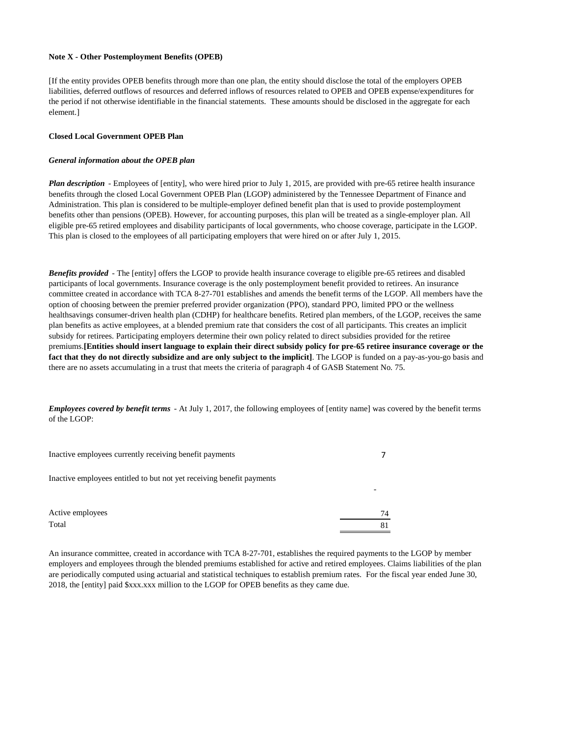**Note X - Other Postemployment Benefits (OPEB)**

[If the entity provides OPEB benefits through more than one plan, the entity should disclose the total of the employers OPEB liabilities, deferred outflows of resources and deferred inflows of resources related to OPEB and OPEB expense/expenditures for the period if not otherwise identifiable in the financial statements. These amounts should be disclosed in the aggregate for each element.]

**Closed Local Government OPEB Plan**

***General information about the OPEB plan***

***Plan description*** - Employees of [entity], who were hired prior to July 1, 2015, are provided with pre-65 retiree health insurance benefits through the closed Local Government OPEB Plan (LGOP) administered by the Tennessee Department of Finance and Administration. This plan is considered to be multiple-employer defined benefit plan that is used to provide postemployment benefits other than pensions (OPEB). However, for accounting purposes, this plan will be treated as a single-employer plan. All eligible pre-65 retired employees and disability participants of local governments, who choose coverage, participate in the LGOP. This plan is closed to the employees of all participating employers that were hired on or after July 1, 2015.

***Benefits provided*** - The [entity] offers the LGOP to provide health insurance coverage to eligible pre-65 retirees and disabled participants of local governments. Insurance coverage is the only postemployment benefit provided to retirees. An insurance committee created in accordance with TCA 8-27-701 establishes and amends the benefit terms of the LGOP. All members have the option of choosing between the premier preferred provider organization (PPO), standard PPO, limited PPO or the wellness healthsavings consumer-driven health plan (CDHP) for healthcare benefits. Retired plan members, of the LGOP, receives the same plan benefits as active employees, at a blended premium rate that considers the cost of all participants. This creates an implicit subsidy for retirees. Participating employers determine their own policy related to direct subsidies provided for the retiree premiums.**[Entities should insert language to explain their direct subsidy policy for pre-65 retiree insurance coverage or the fact that they do not directly subsidize and are only subject to the implicit]**. The LGOP is funded on a pay-as-you-go basis and there are no assets accumulating in a trust that meets the criteria of paragraph 4 of GASB Statement No. 75.

***Employees covered by benefit terms*** - At July 1, 2017, the following employees of [entity name] was covered by the benefit terms of the LGOP:

| | |
|---|---|
| Inactive employees currently receiving benefit payments | 7 |
| Inactive employees entitled to but not yet receiving benefit payments | - |
| Active employees | 74 |
| Total | 81 |

An insurance committee, created in accordance with TCA 8-27-701, establishes the required payments to the LGOP by member employers and employees through the blended premiums established for active and retired employees. Claims liabilities of the plan are periodically computed using actuarial and statistical techniques to establish premium rates. For the fiscal year ended June 30, 2018, the [entity] paid $xxx.xxx million to the LGOP for OPEB benefits as they came due.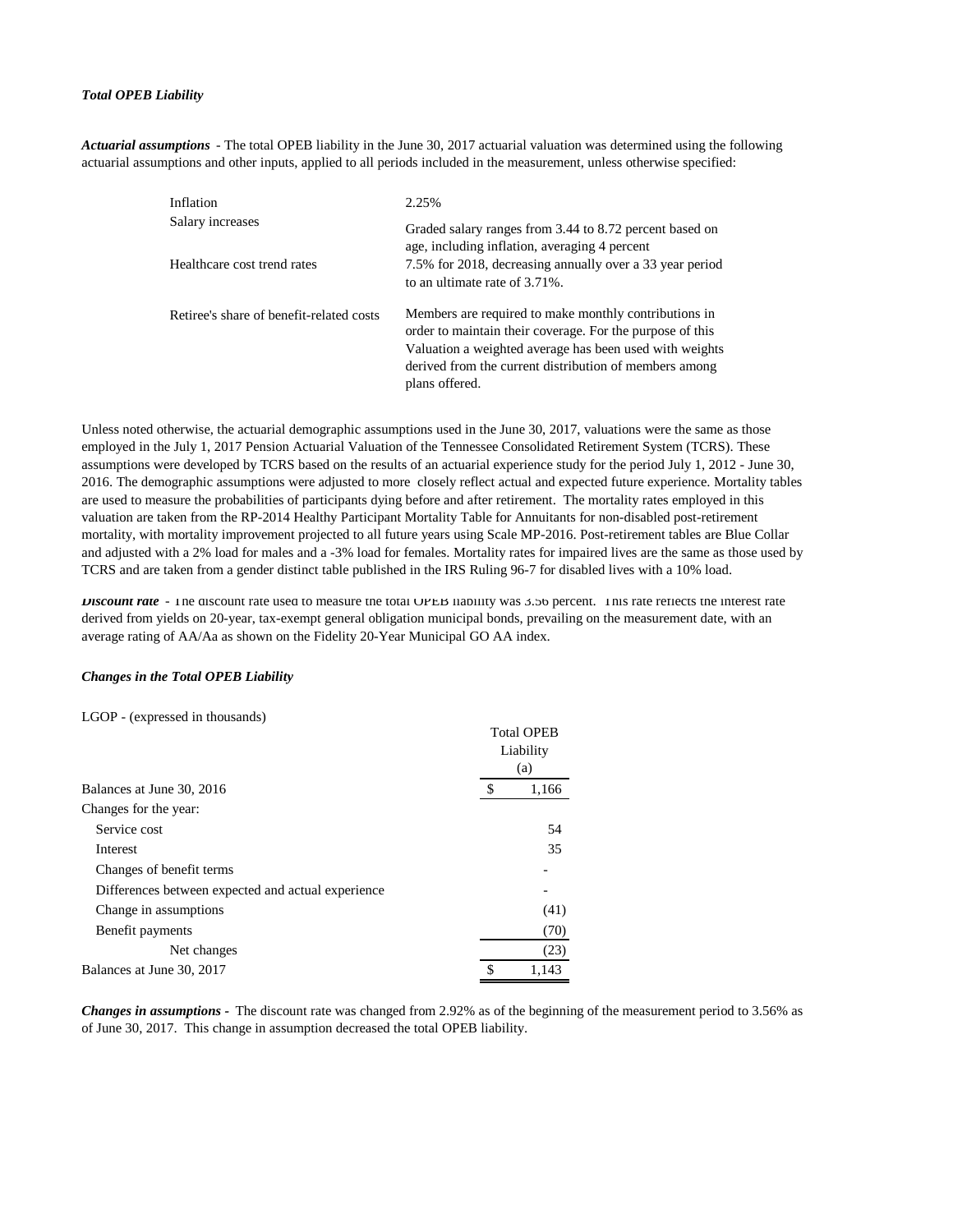***Total OPEB Liability***

***Actuarial assumptions*** - The total OPEB liability in the June 30, 2017 actuarial valuation was determined using the following actuarial assumptions and other inputs, applied to all periods included in the measurement, unless otherwise specified:

| | |
|---|---|
| Inflation | 2.25% |
| Salary increases | Graded salary ranges from 3.44 to 8.72 percent based on age, including inflation, averaging 4 percent |
| Healthcare cost trend rates | 7.5% for 2018, decreasing annually over a 33 year period to an ultimate rate of 3.71%. |
| Retiree's share of benefit-related costs | Members are required to make monthly contributions in order to maintain their coverage. For the purpose of this Valuation a weighted average has been used with weights derived from the current distribution of members among plans offered. |

Unless noted otherwise, the actuarial demographic assumptions used in the June 30, 2017, valuations were the same as those employed in the July 1, 2017 Pension Actuarial Valuation of the Tennessee Consolidated Retirement System (TCRS). These assumptions were developed by TCRS based on the results of an actuarial experience study for the period July 1, 2012 - June 30, 2016. The demographic assumptions were adjusted to more closely reflect actual and expected future experience. Mortality tables are used to measure the probabilities of participants dying before and after retirement. The mortality rates employed in this valuation are taken from the RP-2014 Healthy Participant Mortality Table for Annuitants for non-disabled post-retirement mortality, with mortality improvement projected to all future years using Scale MP-2016. Post-retirement tables are Blue Collar and adjusted with a 2% load for males and a -3% load for females. Mortality rates for impaired lives are the same as those used by TCRS and are taken from a gender distinct table published in the IRS Ruling 96-7 for disabled lives with a 10% load.

***Discount rate*** - The discount rate used to measure the total OPEB liability was 3.56 percent. This rate reflects the interest rate derived from yields on 20-year, tax-exempt general obligation municipal bonds, prevailing on the measurement date, with an average rating of AA/Aa as shown on the Fidelity 20-Year Municipal GO AA index.

***Changes in the Total OPEB Liability***

LGOP - (expressed in thousands)

| | Total OPEB Liability (a) |
|---|---|
| Balances at June 30, 2016 | $ 1,166 |
| Changes for the year: | |
| Service cost | 54 |
| Interest | 35 |
| Changes of benefit terms | - |
| Differences between expected and actual experience | - |
| Change in assumptions | (41) |
| Benefit payments | (70) |
| Net changes | (23) |
| Balances at June 30, 2017 | $ 1,143 |

***Changes in assumptions*** - The discount rate was changed from 2.92% as of the beginning of the measurement period to 3.56% as of June 30, 2017. This change in assumption decreased the total OPEB liability.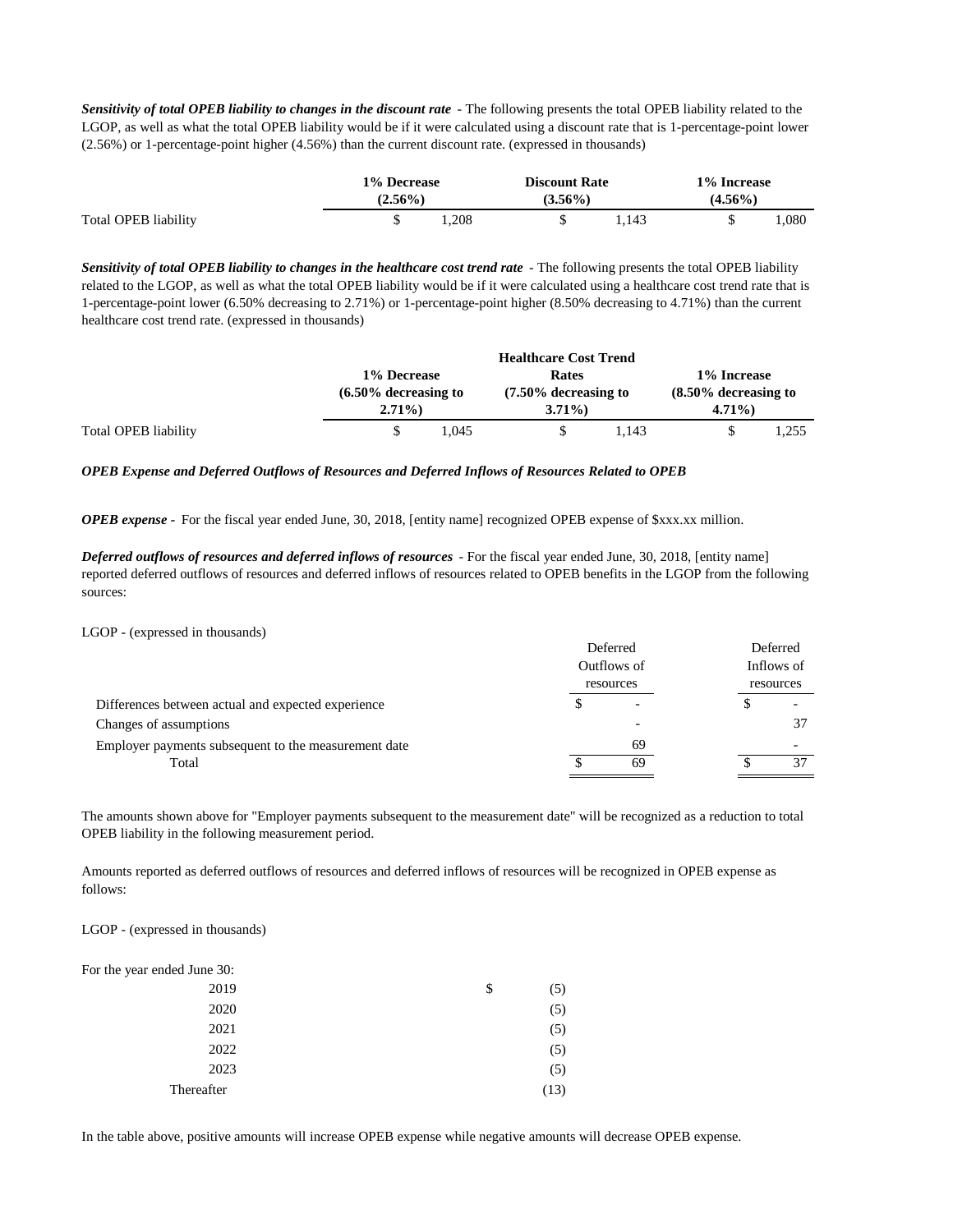***Sensitivity of total OPEB liability to changes in the discount rate*** - The following presents the total OPEB liability related to the LGOP, as well as what the total OPEB liability would be if it were calculated using a discount rate that is 1-percentage-point lower (2.56%) or 1-percentage-point higher (4.56%) than the current discount rate. (expressed in thousands)

| | **1% Decrease (2.56%)** | **Discount Rate (3.56%)** | **1% Increase (4.56%)** |
|---|---|---|---|
| Total OPEB liability | $ 1,208 | $ 1,143 | $ 1,080 |

***Sensitivity of total OPEB liability to changes in the healthcare cost trend rate*** - The following presents the total OPEB liability related to the LGOP, as well as what the total OPEB liability would be if it were calculated using a healthcare cost trend rate that is 1-percentage-point lower (6.50% decreasing to 2.71%) or 1-percentage-point higher (8.50% decreasing to 4.71%) than the current healthcare cost trend rate. (expressed in thousands)

| | **1% Decrease (6.50% decreasing to 2.71%)** | **Healthcare Cost Trend Rates (7.50% decreasing to 3.71%)** | **1% Increase (8.50% decreasing to 4.71%)** |
|---|---|---|---|
| Total OPEB liability | $ 1,045 | $ 1,143 | $ 1,255 |

***OPEB Expense and Deferred Outflows of Resources and Deferred Inflows of Resources Related to OPEB***

***OPEB expense*** - For the fiscal year ended June, 30, 2018, [entity name] recognized OPEB expense of $xxx.xx million.

***Deferred outflows of resources and deferred inflows of resources*** - For the fiscal year ended June, 30, 2018, [entity name] reported deferred outflows of resources and deferred inflows of resources related to OPEB benefits in the LGOP from the following sources:

LGOP - (expressed in thousands)

| | Deferred Outflows of resources | Deferred Inflows of resources |
|---|---|---|
| Differences between actual and expected experience | $ - | $ - |
| Changes of assumptions | - | 37 |
| Employer payments subsequent to the measurement date | 69 | - |
| Total | $ 69 | $ 37 |

The amounts shown above for "Employer payments subsequent to the measurement date" will be recognized as a reduction to total OPEB liability in the following measurement period.

Amounts reported as deferred outflows of resources and deferred inflows of resources will be recognized in OPEB expense as follows:

LGOP - (expressed in thousands)

| For the year ended June 30: | |
|---|---|
| 2019 | $ (5) |
| 2020 | (5) |
| 2021 | (5) |
| 2022 | (5) |
| 2023 | (5) |
| Thereafter | (13) |

In the table above, positive amounts will increase OPEB expense while negative amounts will decrease OPEB expense.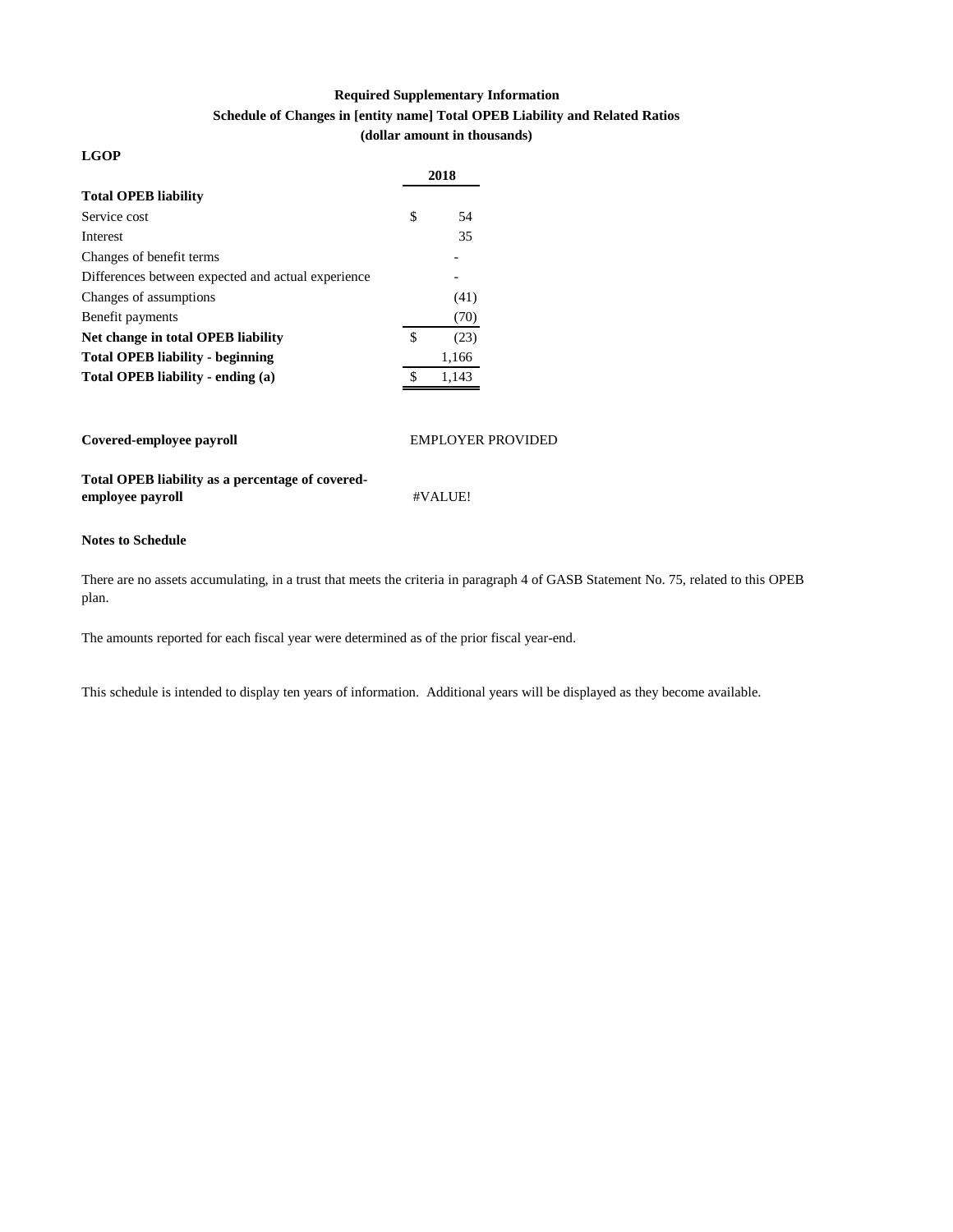**Required Supplementary Information**

**Schedule of Changes in [entity name] Total OPEB Liability and Related Ratios**

**(dollar amount in thousands)**

**LGOP**

| | 2018 |
|---|---|
| **Total OPEB liability** | |
| Service cost | $ 54 |
| Interest | 35 |
| Changes of benefit terms | - |
| Differences between expected and actual experience | - |
| Changes of assumptions | (41) |
| Benefit payments | (70) |
| **Net change in total OPEB liability** | $ (23) |
| **Total OPEB liability - beginning** | 1,166 |
| **Total OPEB liability - ending (a)** | $ 1,143 |
| | |
| **Covered-employee payroll** | EMPLOYER PROVIDED |
| | |
| **Total OPEB liability as a percentage of covered-employee payroll** | #VALUE! |

**Notes to Schedule**

There are no assets accumulating, in a trust that meets the criteria in paragraph 4 of GASB Statement No. 75, related to this OPEB plan.

The amounts reported for each fiscal year were determined as of the prior fiscal year-end.

This schedule is intended to display ten years of information. Additional years will be displayed as they become available.